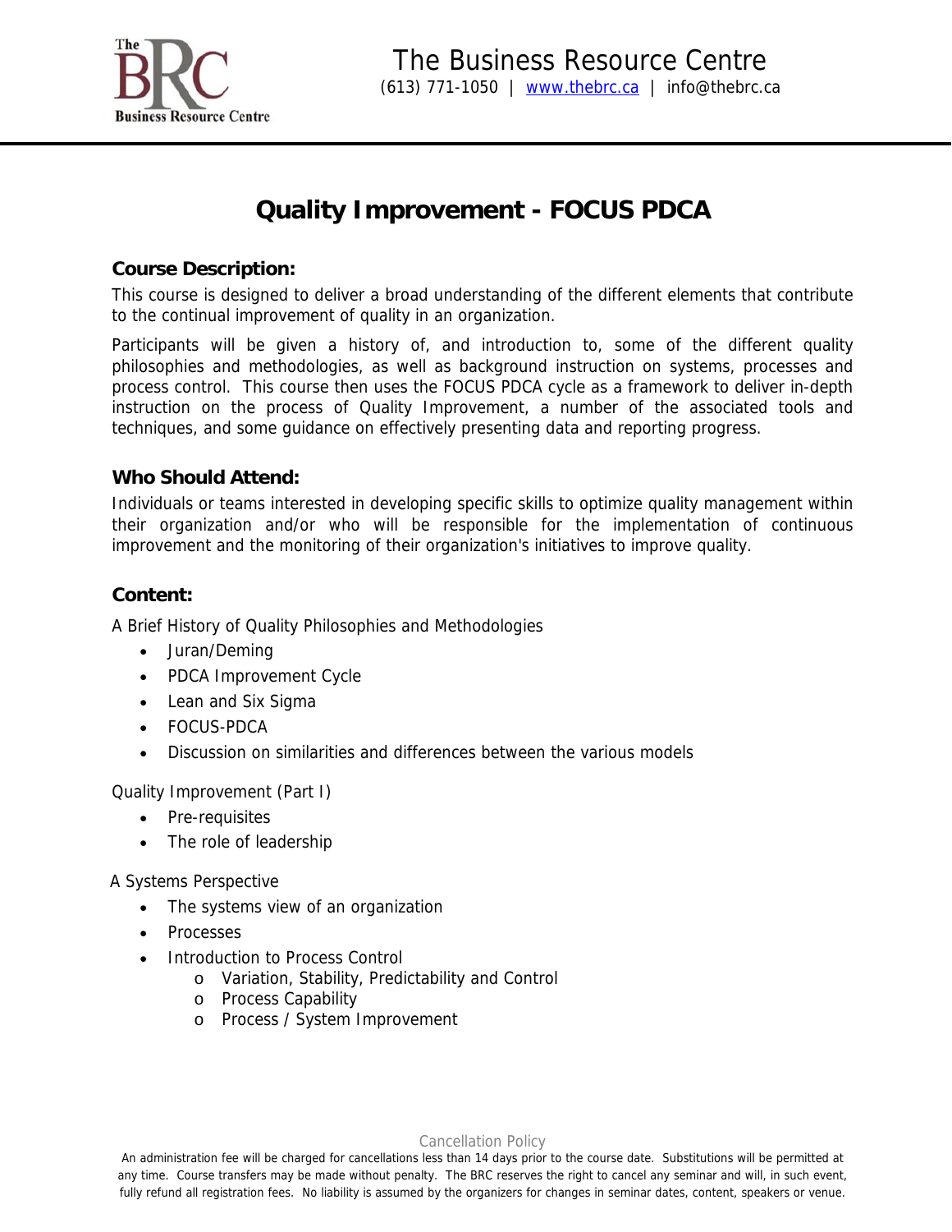# The Business Resource Centre

(613) 771-1050 | www.thebrc.ca | info@thebrc.ca

## Quality Improvement - FOCUS PDCA

### Course Description:

This course is designed to deliver a broad understanding of the different elements that contribute to the continual improvement of quality in an organization.

Participants will be given a history of, and introduction to, some of the different quality philosophies and methodologies, as well as background instruction on systems, processes and process control. This course then uses the FOCUS PDCA cycle as a framework to deliver in-depth instruction on the process of Quality Improvement, a number of the associated tools and techniques, and some guidance on effectively presenting data and reporting progress.

### Who Should Attend:

Individuals or teams interested in developing specific skills to optimize quality management within their organization and/or who will be responsible for the implementation of continuous improvement and the monitoring of their organization's initiatives to improve quality.

### Content:

A Brief History of Quality Philosophies and Methodologies

- Juran/Deming
- PDCA Improvement Cycle
- Lean and Six Sigma
- FOCUS-PDCA
- Discussion on similarities and differences between the various models

Quality Improvement (Part I)

- Pre-requisites
- The role of leadership

A Systems Perspective

- The systems view of an organization
- Processes
- Introduction to Process Control
  - Variation, Stability, Predictability and Control
  - Process Capability
  - Process / System Improvement

Cancellation Policy

An administration fee will be charged for cancellations less than 14 days prior to the course date. Substitutions will be permitted at any time. Course transfers may be made without penalty. The BRC reserves the right to cancel any seminar and will, in such event, fully refund all registration fees. No liability is assumed by the organizers for changes in seminar dates, content, speakers or venue.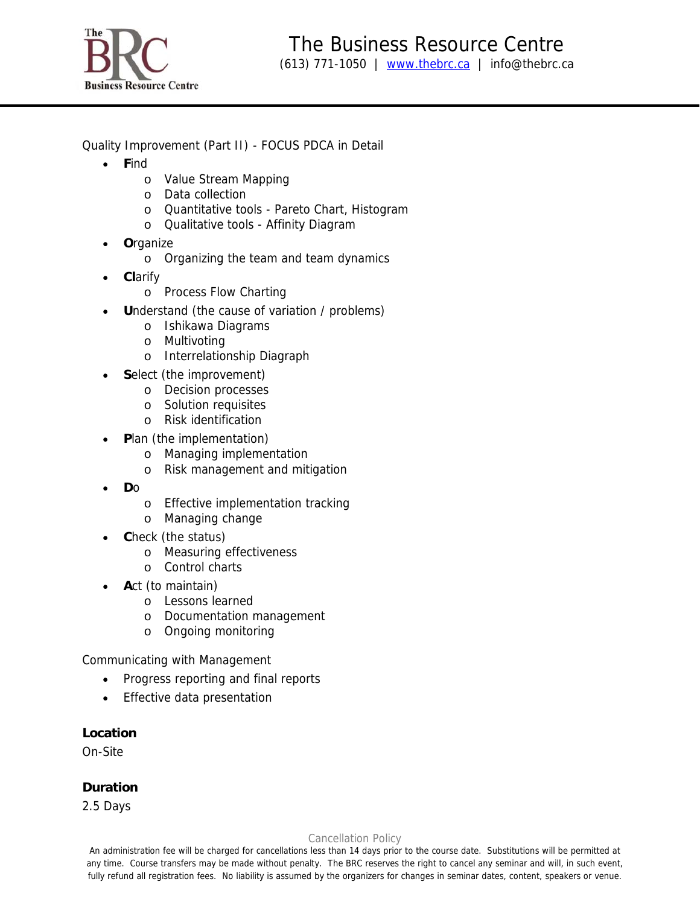Quality Improvement (Part II) - FOCUS PDCA in Detail

- **F**ind
  - Value Stream Mapping
  - Data collection
  - Quantitative tools - Pareto Chart, Histogram
  - Qualitative tools - Affinity Diagram
- **O**rganize
  - Organizing the team and team dynamics
- **Cl**arify
  - Process Flow Charting
- **U**nderstand (the cause of variation / problems)
  - Ishikawa Diagrams
  - Multivoting
  - Interrelationship Diagraph
- **S**elect (the improvement)
  - Decision processes
  - Solution requisites
  - Risk identification
- **P**lan (the implementation)
  - Managing implementation
  - Risk management and mitigation
- **D**o
  - Effective implementation tracking
  - Managing change
- **C**heck (the status)
  - Measuring effectiveness
  - Control charts
- **A**ct (to maintain)
  - Lessons learned
  - Documentation management
  - Ongoing monitoring

Communicating with Management

- Progress reporting and final reports
- Effective data presentation

**Location**

On-Site

**Duration**

2.5 Days

Cancellation Policy

An administration fee will be charged for cancellations less than 14 days prior to the course date. Substitutions will be permitted at any time. Course transfers may be made without penalty. The BRC reserves the right to cancel any seminar and will, in such event, fully refund all registration fees. No liability is assumed by the organizers for changes in seminar dates, content, speakers or venue.